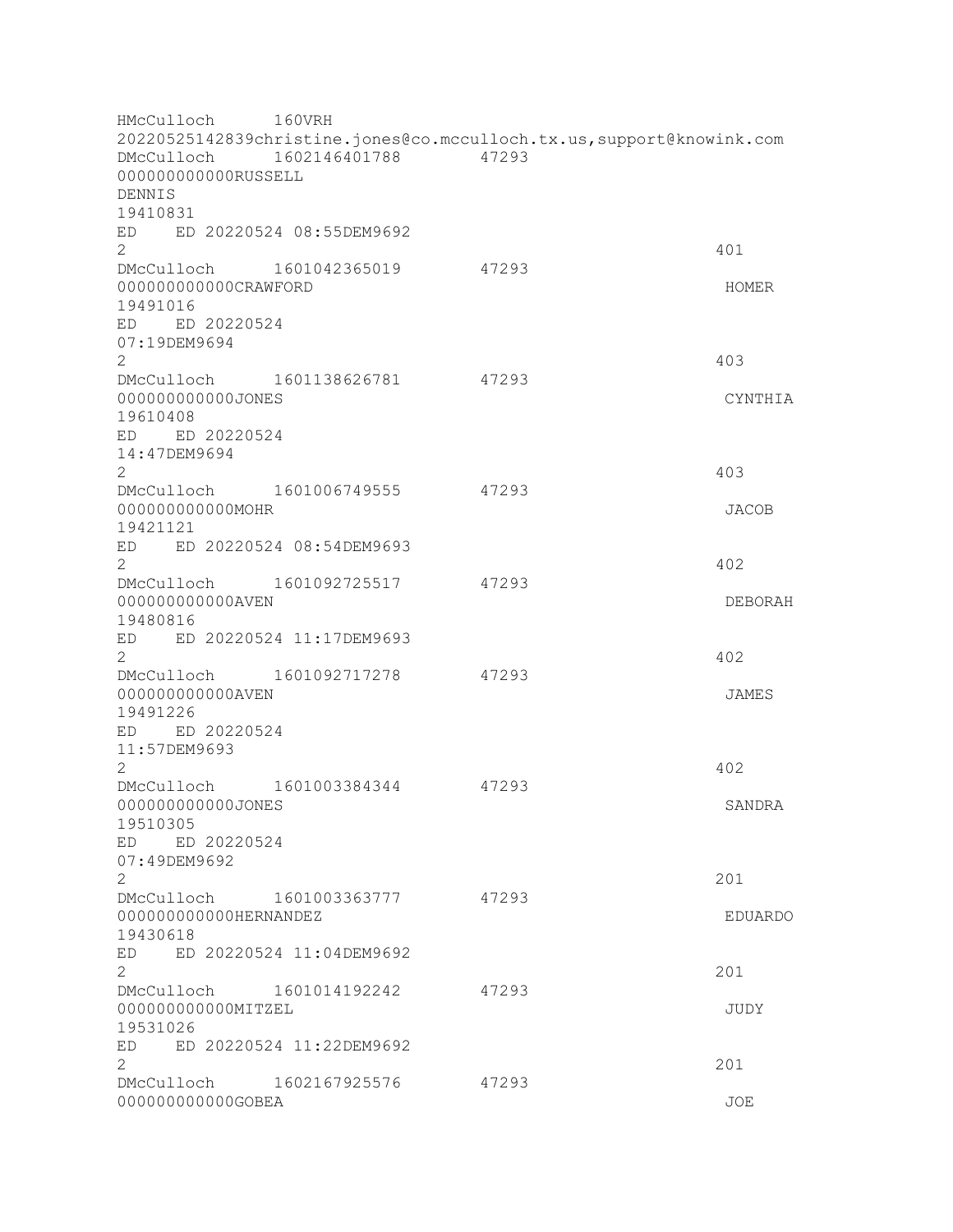```
HMcCulloch      160VRH
20220525142839christine.jones@co.mcculloch.tx.us,support@knowink.com
DMcCulloch      1602146401788       47293
000000000000RUSSELL
DENNIS
19410831
ED    ED 20220524 08:55DEM9692
2                                                                       401
DMcCulloch      1601042365019       47293
000000000000CRAWFORD                                                    HOMER
19491016
ED    ED 20220524
07:19DEM9694
2                                                                       403
DMcCulloch      1601138626781       47293
000000000000JONES                                                       CYNTHIA
19610408
ED    ED 20220524
14:47DEM9694
2                                                                       403
DMcCulloch      1601006749555       47293
000000000000MOHR                                                        JACOB
19421121
ED    ED 20220524 08:54DEM9693
2                                                                       402
DMcCulloch      1601092725517       47293
000000000000AVEN                                                        DEBORAH
19480816
ED    ED 20220524 11:17DEM9693
2                                                                       402
DMcCulloch      1601092717278       47293
000000000000AVEN                                                        JAMES
19491226
ED    ED 20220524
11:57DEM9693
2                                                                       402
DMcCulloch      1601003384344       47293
000000000000JONES                                                       SANDRA
19510305
ED    ED 20220524
07:49DEM9692
2                                                                       201
DMcCulloch      1601003363777       47293
000000000000HERNANDEZ                                                   EDUARDO
19430618
ED    ED 20220524 11:04DEM9692
2                                                                       201
DMcCulloch      1601014192242       47293
000000000000MITZEL                                                      JUDY
19531026
ED    ED 20220524 11:22DEM9692
2                                                                       201
DMcCulloch      1602167925576       47293
000000000000GOBEA                                                       JOE
```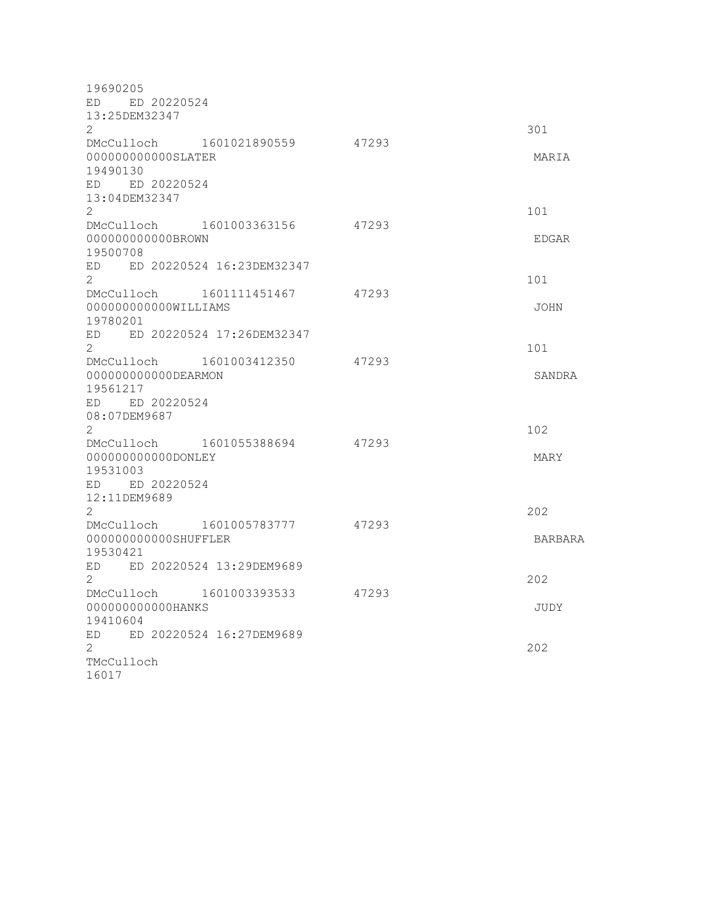```
19690205
ED    ED 20220524
13:25DEM32347
2                                                         301
DMcCulloch     1601021890559      47293
000000000000SLATER                                        MARIA
19490130
ED    ED 20220524
13:04DEM32347
2                                                         101
DMcCulloch     1601003363156      47293
000000000000BROWN                                         EDGAR
19500708
ED    ED 20220524 16:23DEM32347
2                                                         101
DMcCulloch     1601111451467      47293
000000000000WILLIAMS                                      JOHN
19780201
ED    ED 20220524 17:26DEM32347
2                                                         101
DMcCulloch     1601003412350      47293
000000000000DEARMON                                       SANDRA
19561217
ED    ED 20220524
08:07DEM9687
2                                                         102
DMcCulloch     1601055388694      47293
000000000000DONLEY                                        MARY
19531003
ED    ED 20220524
12:11DEM9689
2                                                         202
DMcCulloch     1601005783777      47293
000000000000SHUFFLER                                      BARBARA
19530421
ED    ED 20220524 13:29DEM9689
2                                                         202
DMcCulloch     1601003393533      47293
000000000000HANKS                                         JUDY
19410604
ED    ED 20220524 16:27DEM9689
2                                                         202
TMcCulloch
16017
```